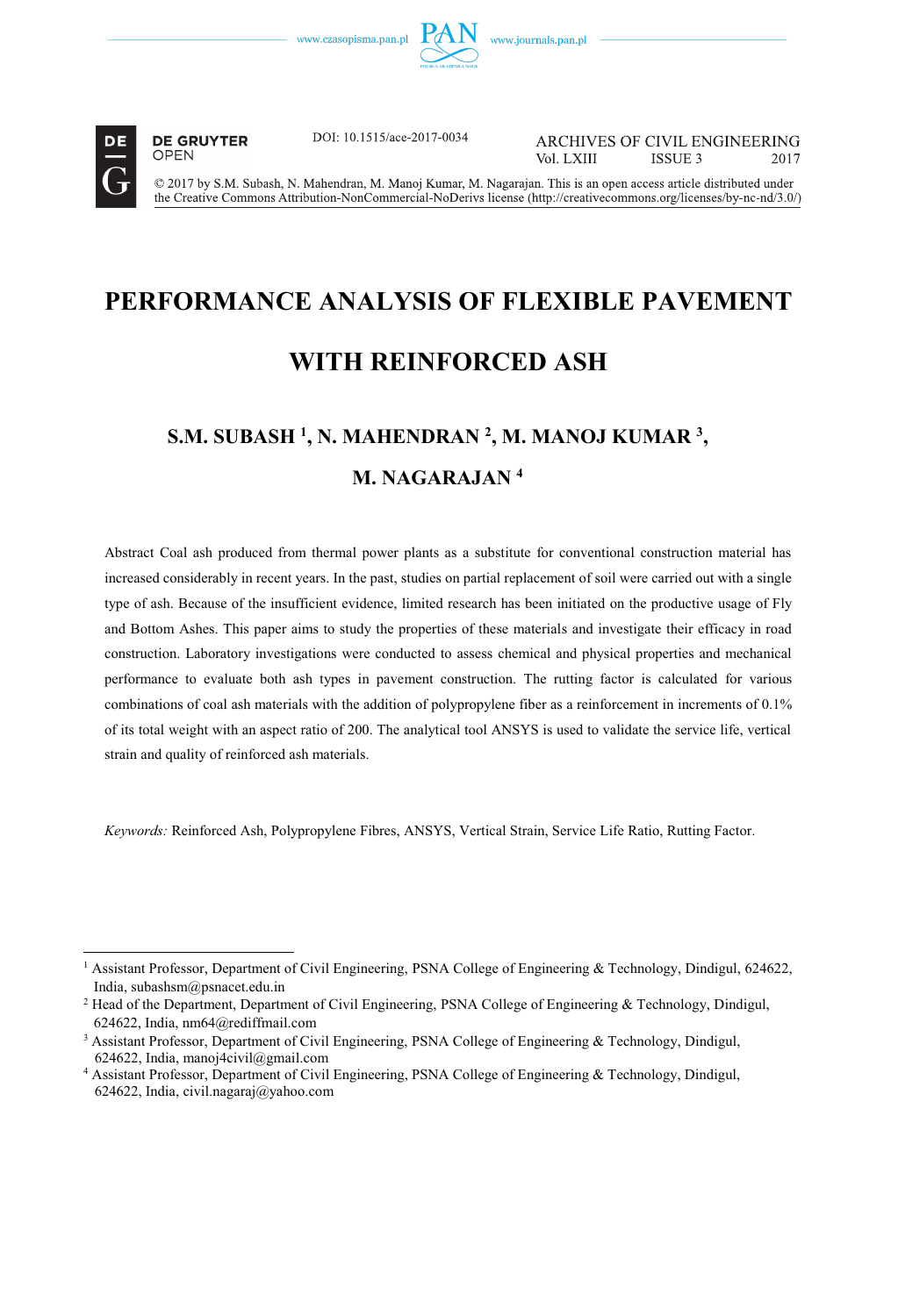DOI: 10.1515/ace-2017-0034

ARCHIVES OF CIVIL ENGINEERING
Vol. LXIII ISSUE 3 2017

© 2017 by S.M. Subash, N. Mahendran, M. Manoj Kumar, M. Nagarajan. This is an open access article distributed under the Creative Commons Attribution-NonCommercial-NoDerivs license (http://creativecommons.org/licenses/by-nc-nd/3.0/)

# PERFORMANCE ANALYSIS OF FLEXIBLE PAVEMENT WITH REINFORCED ASH

**S.M. SUBASH [1], N. MAHENDRAN [2], M. MANOJ KUMAR [3], M. NAGARAJAN [4]**

Abstract Coal ash produced from thermal power plants as a substitute for conventional construction material has increased considerably in recent years. In the past, studies on partial replacement of soil were carried out with a single type of ash. Because of the insufficient evidence, limited research has been initiated on the productive usage of Fly and Bottom Ashes. This paper aims to study the properties of these materials and investigate their efficacy in road construction. Laboratory investigations were conducted to assess chemical and physical properties and mechanical performance to evaluate both ash types in pavement construction. The rutting factor is calculated for various combinations of coal ash materials with the addition of polypropylene fiber as a reinforcement in increments of 0.1% of its total weight with an aspect ratio of 200. The analytical tool ANSYS is used to validate the service life, vertical strain and quality of reinforced ash materials.

*Keywords:* Reinforced Ash, Polypropylene Fibres, ANSYS, Vertical Strain, Service Life Ratio, Rutting Factor.

[1] Assistant Professor, Department of Civil Engineering, PSNA College of Engineering & Technology, Dindigul, 624622, India, subashsm@psnacet.edu.in

[2] Head of the Department, Department of Civil Engineering, PSNA College of Engineering & Technology, Dindigul, 624622, India, nm64@rediffmail.com

[3] Assistant Professor, Department of Civil Engineering, PSNA College of Engineering & Technology, Dindigul, 624622, India, manoj4civil@gmail.com

[4] Assistant Professor, Department of Civil Engineering, PSNA College of Engineering & Technology, Dindigul, 624622, India, civil.nagaraj@yahoo.com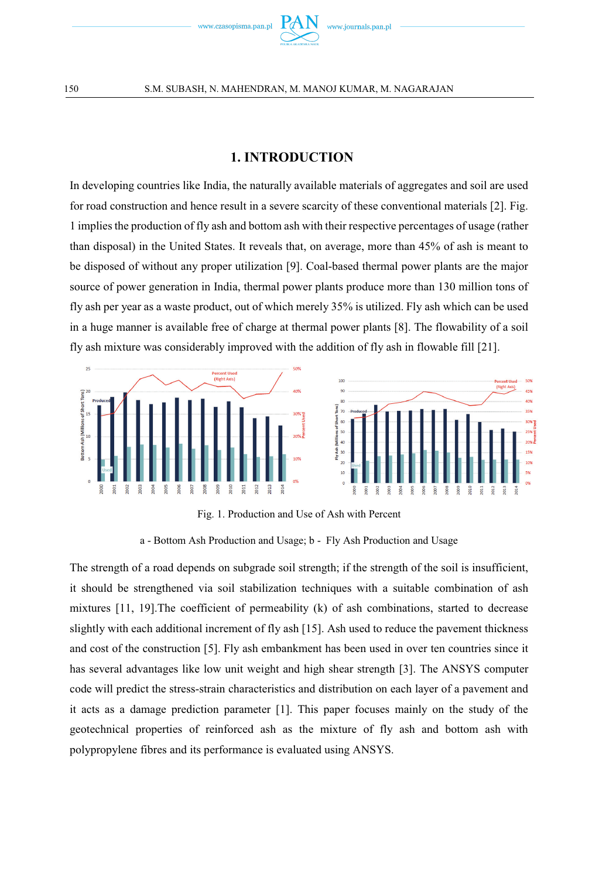## 1. INTRODUCTION

In developing countries like India, the naturally available materials of aggregates and soil are used for road construction and hence result in a severe scarcity of these conventional materials [2]. Fig. 1 implies the production of fly ash and bottom ash with their respective percentages of usage (rather than disposal) in the United States. It reveals that, on average, more than 45% of ash is meant to be disposed of without any proper utilization [9]. Coal-based thermal power plants are the major source of power generation in India, thermal power plants produce more than 130 million tons of fly ash per year as a waste product, out of which merely 35% is utilized. Fly ash which can be used in a huge manner is available free of charge at thermal power plants [8]. The flowability of a soil fly ash mixture was considerably improved with the addition of fly ash in flowable fill [21].

Fig. 1. Production and Use of Ash with Percent

a - Bottom Ash Production and Usage; b - Fly Ash Production and Usage

The strength of a road depends on subgrade soil strength; if the strength of the soil is insufficient, it should be strengthened via soil stabilization techniques with a suitable combination of ash mixtures [11, 19].The coefficient of permeability (k) of ash combinations, started to decrease slightly with each additional increment of fly ash [15]. Ash used to reduce the pavement thickness and cost of the construction [5]. Fly ash embankment has been used in over ten countries since it has several advantages like low unit weight and high shear strength [3]. The ANSYS computer code will predict the stress-strain characteristics and distribution on each layer of a pavement and it acts as a damage prediction parameter [1]. This paper focuses mainly on the study of the geotechnical properties of reinforced ash as the mixture of fly ash and bottom ash with polypropylene fibres and its performance is evaluated using ANSYS.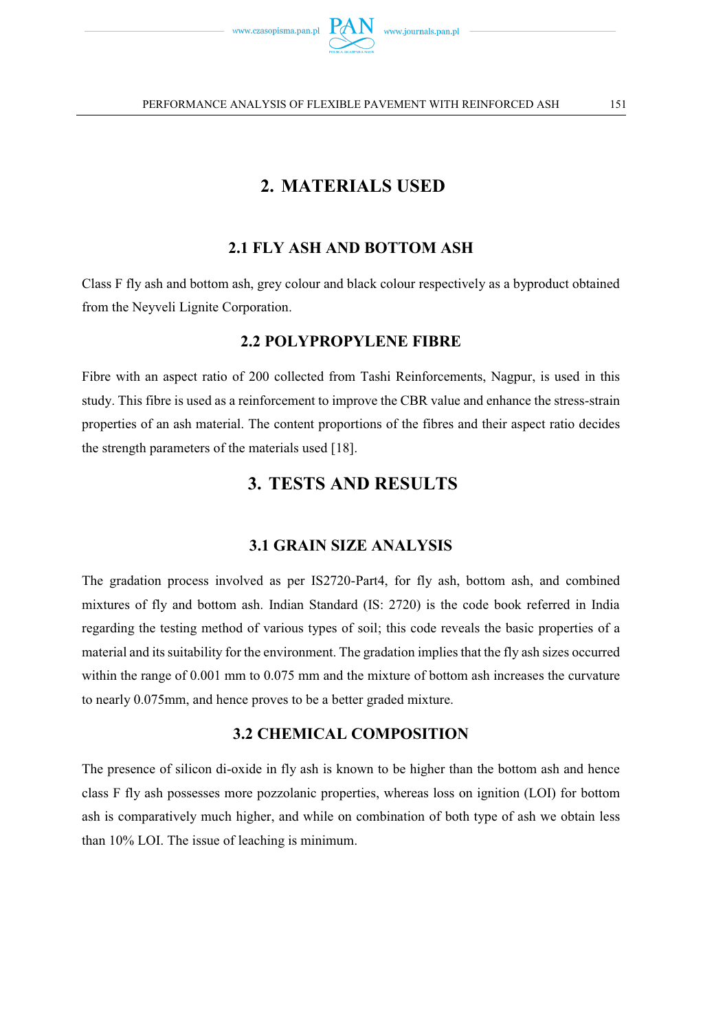# 2. MATERIALS USED

## 2.1 FLY ASH AND BOTTOM ASH

Class F fly ash and bottom ash, grey colour and black colour respectively as a byproduct obtained from the Neyveli Lignite Corporation.

## 2.2 POLYPROPYLENE FIBRE

Fibre with an aspect ratio of 200 collected from Tashi Reinforcements, Nagpur, is used in this study. This fibre is used as a reinforcement to improve the CBR value and enhance the stress-strain properties of an ash material. The content proportions of the fibres and their aspect ratio decides the strength parameters of the materials used [18].

# 3. TESTS AND RESULTS

## 3.1 GRAIN SIZE ANALYSIS

The gradation process involved as per IS2720-Part4, for fly ash, bottom ash, and combined mixtures of fly and bottom ash. Indian Standard (IS: 2720) is the code book referred in India regarding the testing method of various types of soil; this code reveals the basic properties of a material and its suitability for the environment. The gradation implies that the fly ash sizes occurred within the range of 0.001 mm to 0.075 mm and the mixture of bottom ash increases the curvature to nearly 0.075mm, and hence proves to be a better graded mixture.

## 3.2 CHEMICAL COMPOSITION

The presence of silicon di-oxide in fly ash is known to be higher than the bottom ash and hence class F fly ash possesses more pozzolanic properties, whereas loss on ignition (LOI) for bottom ash is comparatively much higher, and while on combination of both type of ash we obtain less than 10% LOI. The issue of leaching is minimum.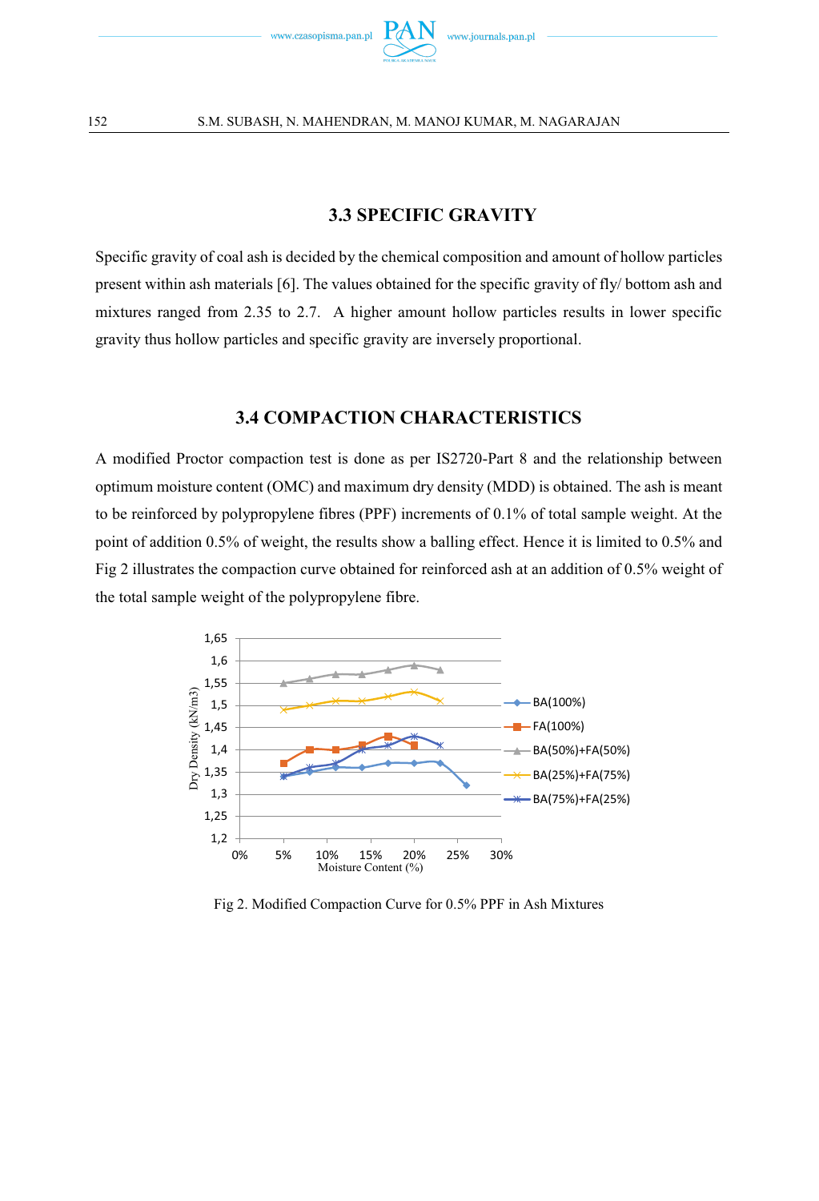### 3.3 SPECIFIC GRAVITY

Specific gravity of coal ash is decided by the chemical composition and amount of hollow particles present within ash materials [6]. The values obtained for the specific gravity of fly/ bottom ash and mixtures ranged from 2.35 to 2.7. A higher amount hollow particles results in lower specific gravity thus hollow particles and specific gravity are inversely proportional.

### 3.4 COMPACTION CHARACTERISTICS

A modified Proctor compaction test is done as per IS2720-Part 8 and the relationship between optimum moisture content (OMC) and maximum dry density (MDD) is obtained. The ash is meant to be reinforced by polypropylene fibres (PPF) increments of 0.1% of total sample weight. At the point of addition 0.5% of weight, the results show a balling effect. Hence it is limited to 0.5% and Fig 2 illustrates the compaction curve obtained for reinforced ash at an addition of 0.5% weight of the total sample weight of the polypropylene fibre.

Fig 2. Modified Compaction Curve for 0.5% PPF in Ash Mixtures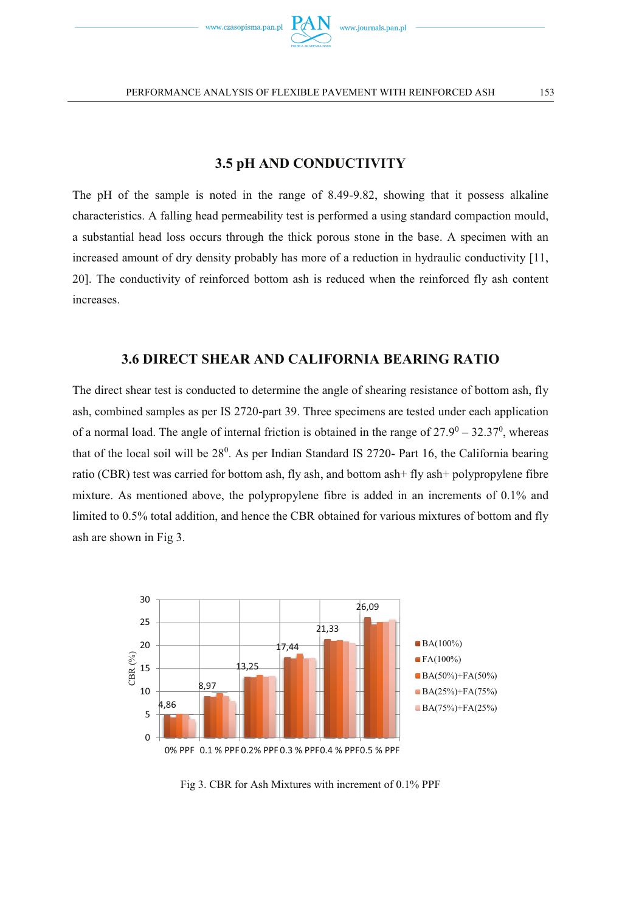## 3.5 pH AND CONDUCTIVITY

The pH of the sample is noted in the range of 8.49-9.82, showing that it possess alkaline characteristics. A falling head permeability test is performed a using standard compaction mould, a substantial head loss occurs through the thick porous stone in the base. A specimen with an increased amount of dry density probably has more of a reduction in hydraulic conductivity [11, 20]. The conductivity of reinforced bottom ash is reduced when the reinforced fly ash content increases.

## 3.6 DIRECT SHEAR AND CALIFORNIA BEARING RATIO

The direct shear test is conducted to determine the angle of shearing resistance of bottom ash, fly ash, combined samples as per IS 2720-part 39. Three specimens are tested under each application of a normal load. The angle of internal friction is obtained in the range of $27.9^0 - 32.37^0$, whereas that of the local soil will be $28^0$. As per Indian Standard IS 2720- Part 16, the California bearing ratio (CBR) test was carried for bottom ash, fly ash, and bottom ash+ fly ash+ polypropylene fibre mixture. As mentioned above, the polypropylene fibre is added in an increments of 0.1% and limited to 0.5% total addition, and hence the CBR obtained for various mixtures of bottom and fly ash are shown in Fig 3.

Fig 3. CBR for Ash Mixtures with increment of 0.1% PPF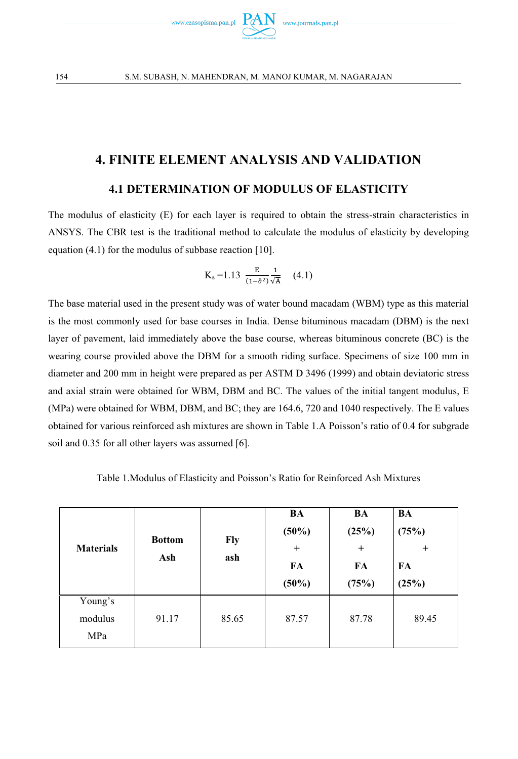# 4. FINITE ELEMENT ANALYSIS AND VALIDATION

## 4.1 DETERMINATION OF MODULUS OF ELASTICITY

The modulus of elasticity (E) for each layer is required to obtain the stress-strain characteristics in ANSYS. The CBR test is the traditional method to calculate the modulus of elasticity by developing equation (4.1) for the modulus of subbase reaction [10].

$$K_s = 1.13 \, \frac{E}{(1-\vartheta^2)} \frac{1}{\sqrt{A}} \quad (4.1)$$

The base material used in the present study was of water bound macadam (WBM) type as this material is the most commonly used for base courses in India. Dense bituminous macadam (DBM) is the next layer of pavement, laid immediately above the base course, whereas bituminous concrete (BC) is the wearing course provided above the DBM for a smooth riding surface. Specimens of size 100 mm in diameter and 200 mm in height were prepared as per ASTM D 3496 (1999) and obtain deviatoric stress and axial strain were obtained for WBM, DBM and BC. The values of the initial tangent modulus, E (MPa) were obtained for WBM, DBM, and BC; they are 164.6, 720 and 1040 respectively. The E values obtained for various reinforced ash mixtures are shown in Table 1.A Poisson's ratio of 0.4 for subgrade soil and 0.35 for all other layers was assumed [6].

Table 1.Modulus of Elasticity and Poisson's Ratio for Reinforced Ash Mixtures

| **Materials** | **Bottom Ash** | **Fly ash** | **BA (50%) + FA (50%)** | **BA (25%) + FA (75%)** | **BA (75%) + FA (25%)** |
|---|---|---|---|---|---|
| Young's modulus MPa | 91.17 | 85.65 | 87.57 | 87.78 | 89.45 |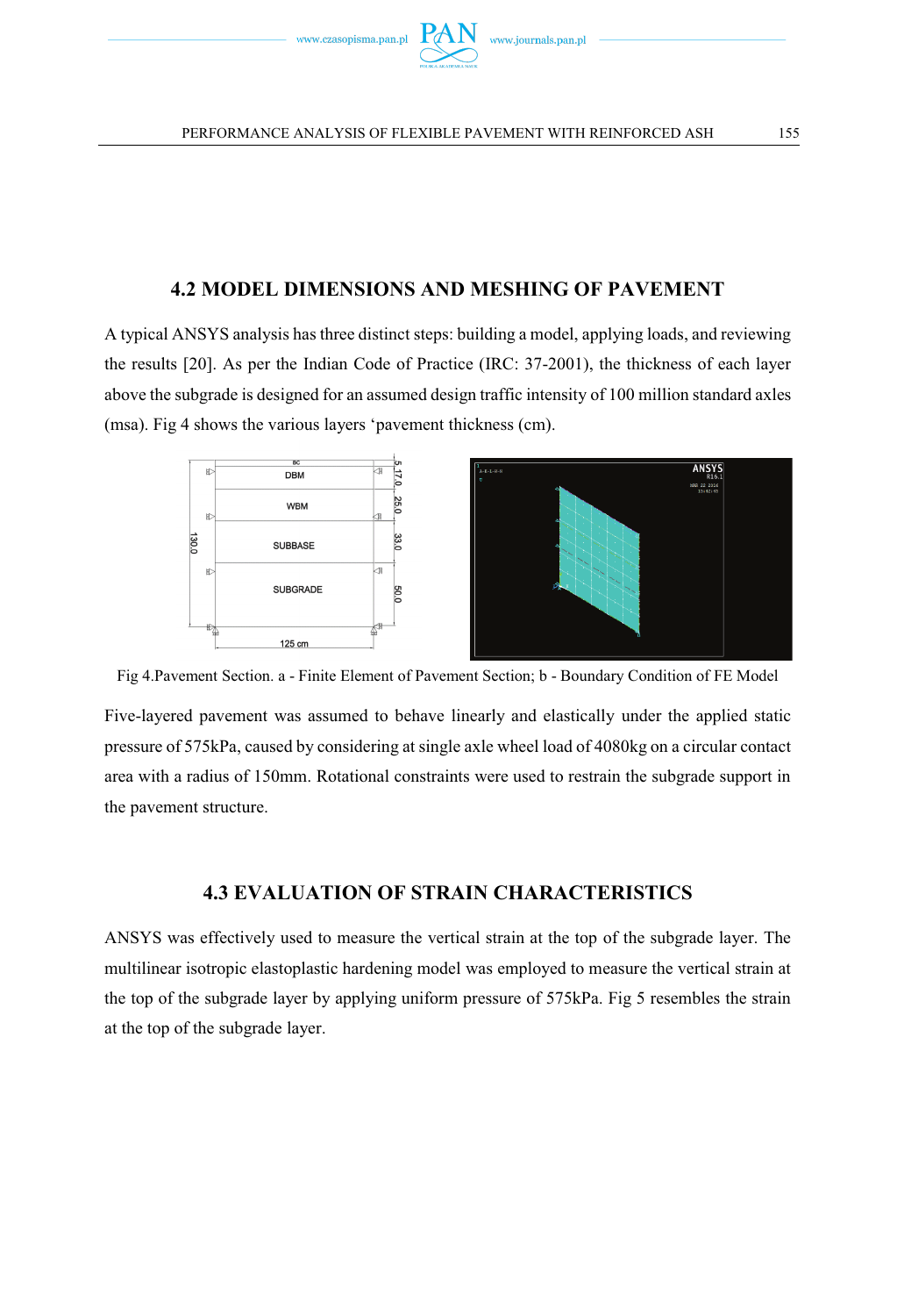## 4.2 MODEL DIMENSIONS AND MESHING OF PAVEMENT

A typical ANSYS analysis has three distinct steps: building a model, applying loads, and reviewing the results [20]. As per the Indian Code of Practice (IRC: 37-2001), the thickness of each layer above the subgrade is designed for an assumed design traffic intensity of 100 million standard axles (msa). Fig 4 shows the various layers 'pavement thickness (cm).

Fig 4.Pavement Section. a - Finite Element of Pavement Section; b - Boundary Condition of FE Model

Five-layered pavement was assumed to behave linearly and elastically under the applied static pressure of 575kPa, caused by considering at single axle wheel load of 4080kg on a circular contact area with a radius of 150mm. Rotational constraints were used to restrain the subgrade support in the pavement structure.

## 4.3 EVALUATION OF STRAIN CHARACTERISTICS

ANSYS was effectively used to measure the vertical strain at the top of the subgrade layer. The multilinear isotropic elastoplastic hardening model was employed to measure the vertical strain at the top of the subgrade layer by applying uniform pressure of 575kPa. Fig 5 resembles the strain at the top of the subgrade layer.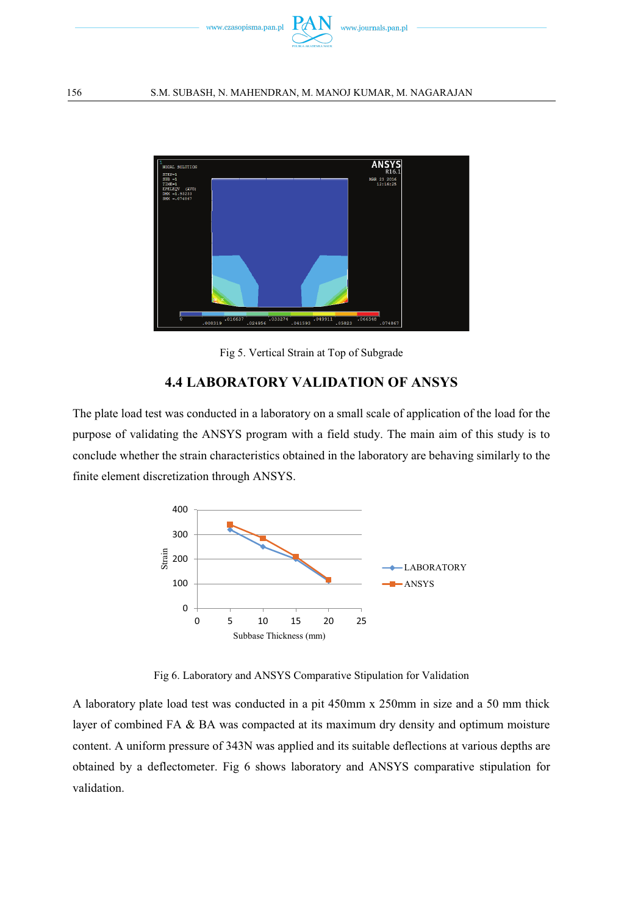Fig 5. Vertical Strain at Top of Subgrade

## 4.4 LABORATORY VALIDATION OF ANSYS

The plate load test was conducted in a laboratory on a small scale of application of the load for the purpose of validating the ANSYS program with a field study. The main aim of this study is to conclude whether the strain characteristics obtained in the laboratory are behaving similarly to the finite element discretization through ANSYS.

Fig 6. Laboratory and ANSYS Comparative Stipulation for Validation

A laboratory plate load test was conducted in a pit 450mm x 250mm in size and a 50 mm thick layer of combined FA & BA was compacted at its maximum dry density and optimum moisture content. A uniform pressure of 343N was applied and its suitable deflections at various depths are obtained by a deflectometer. Fig 6 shows laboratory and ANSYS comparative stipulation for validation.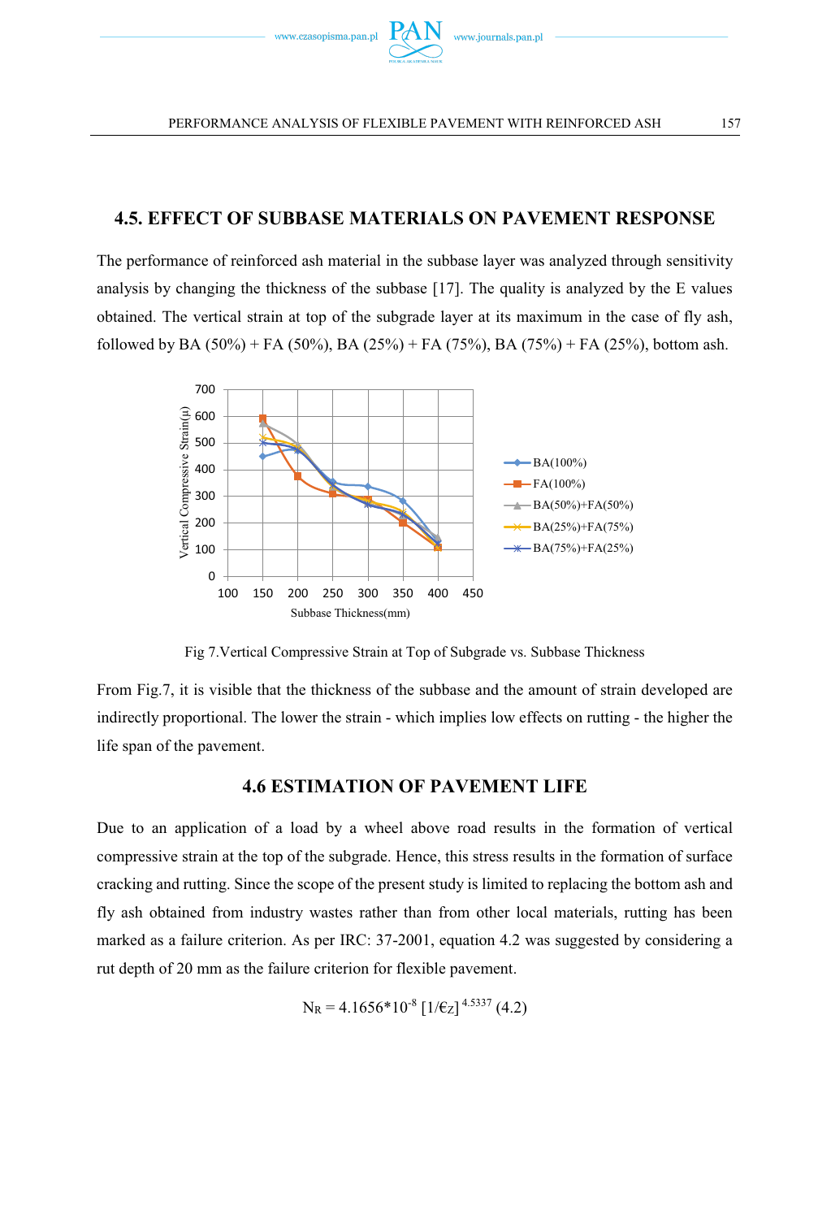## 4.5. EFFECT OF SUBBASE MATERIALS ON PAVEMENT RESPONSE

The performance of reinforced ash material in the subbase layer was analyzed through sensitivity analysis by changing the thickness of the subbase [17]. The quality is analyzed by the E values obtained. The vertical strain at top of the subgrade layer at its maximum in the case of fly ash, followed by BA (50%) + FA (50%), BA (25%) + FA (75%), BA (75%) + FA (25%), bottom ash.

Fig 7.Vertical Compressive Strain at Top of Subgrade vs. Subbase Thickness

From Fig.7, it is visible that the thickness of the subbase and the amount of strain developed are indirectly proportional. The lower the strain - which implies low effects on rutting - the higher the life span of the pavement.

## 4.6 ESTIMATION OF PAVEMENT LIFE

Due to an application of a load by a wheel above road results in the formation of vertical compressive strain at the top of the subgrade. Hence, this stress results in the formation of surface cracking and rutting. Since the scope of the present study is limited to replacing the bottom ash and fly ash obtained from industry wastes rather than from other local materials, rutting has been marked as a failure criterion. As per IRC: 37-2001, equation 4.2 was suggested by considering a rut depth of 20 mm as the failure criterion for flexible pavement.

$$N_R = 4.1656*10^{-8} \, [1/€_Z]^{4.5337} \quad (4.2)$$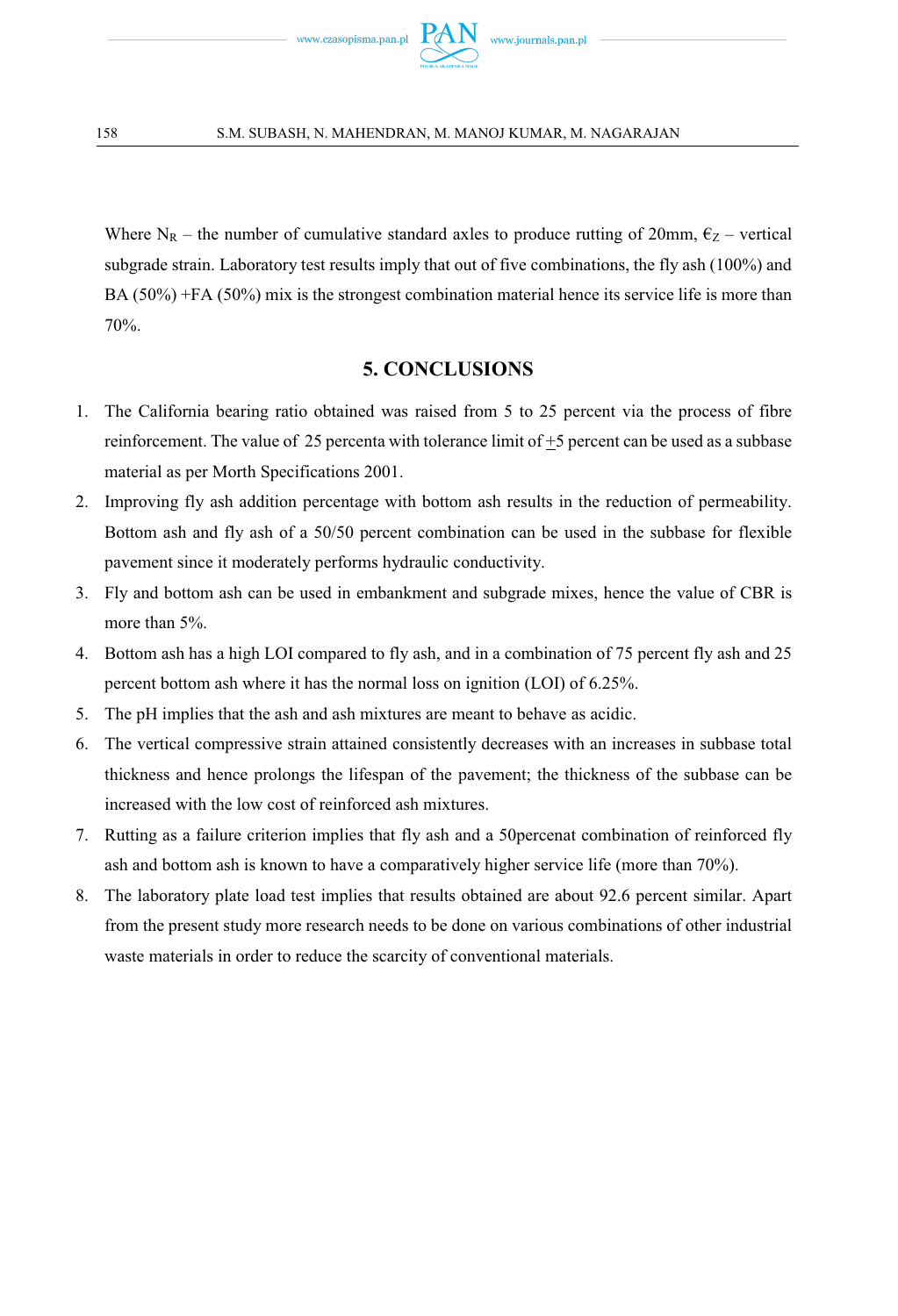Where $N_R$ – the number of cumulative standard axles to produce rutting of 20mm, $\epsilon_Z$ – vertical subgrade strain. Laboratory test results imply that out of five combinations, the fly ash (100%) and BA (50%) +FA (50%) mix is the strongest combination material hence its service life is more than 70%.

## 5. CONCLUSIONS

1. The California bearing ratio obtained was raised from 5 to 25 percent via the process of fibre reinforcement. The value of 25 percenta with tolerance limit of $\pm$5 percent can be used as a subbase material as per Morth Specifications 2001.
2. Improving fly ash addition percentage with bottom ash results in the reduction of permeability. Bottom ash and fly ash of a 50/50 percent combination can be used in the subbase for flexible pavement since it moderately performs hydraulic conductivity.
3. Fly and bottom ash can be used in embankment and subgrade mixes, hence the value of CBR is more than 5%.
4. Bottom ash has a high LOI compared to fly ash, and in a combination of 75 percent fly ash and 25 percent bottom ash where it has the normal loss on ignition (LOI) of 6.25%.
5. The pH implies that the ash and ash mixtures are meant to behave as acidic.
6. The vertical compressive strain attained consistently decreases with an increases in subbase total thickness and hence prolongs the lifespan of the pavement; the thickness of the subbase can be increased with the low cost of reinforced ash mixtures.
7. Rutting as a failure criterion implies that fly ash and a 50percenat combination of reinforced fly ash and bottom ash is known to have a comparatively higher service life (more than 70%).
8. The laboratory plate load test implies that results obtained are about 92.6 percent similar. Apart from the present study more research needs to be done on various combinations of other industrial waste materials in order to reduce the scarcity of conventional materials.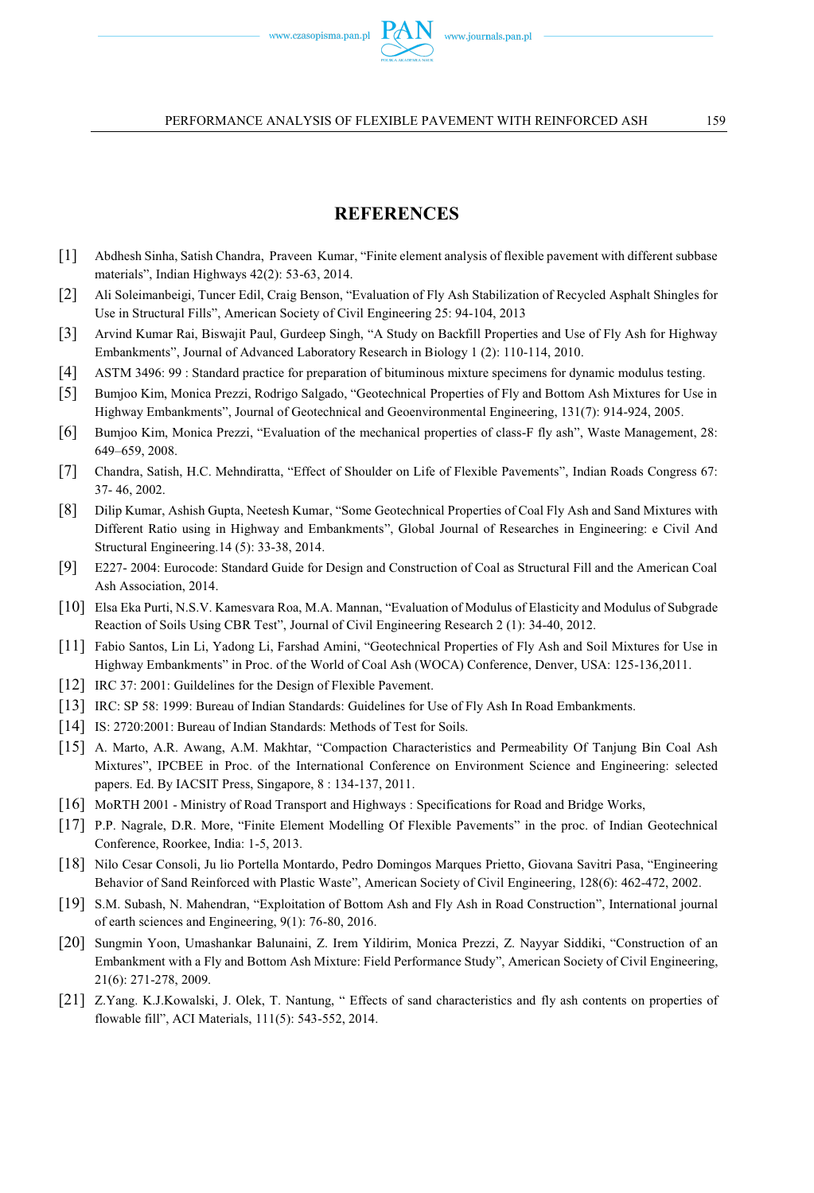## REFERENCES

[1] Abdhesh Sinha, Satish Chandra, Praveen Kumar, "Finite element analysis of flexible pavement with different subbase materials", Indian Highways 42(2): 53-63, 2014.

[2] Ali Soleimanbeigi, Tuncer Edil, Craig Benson, "Evaluation of Fly Ash Stabilization of Recycled Asphalt Shingles for Use in Structural Fills", American Society of Civil Engineering 25: 94-104, 2013

[3] Arvind Kumar Rai, Biswajit Paul, Gurdeep Singh, "A Study on Backfill Properties and Use of Fly Ash for Highway Embankments", Journal of Advanced Laboratory Research in Biology 1 (2): 110-114, 2010.

[4] ASTM 3496: 99 : Standard practice for preparation of bituminous mixture specimens for dynamic modulus testing.

[5] Bumjoo Kim, Monica Prezzi, Rodrigo Salgado, "Geotechnical Properties of Fly and Bottom Ash Mixtures for Use in Highway Embankments", Journal of Geotechnical and Geoenvironmental Engineering, 131(7): 914-924, 2005.

[6] Bumjoo Kim, Monica Prezzi, "Evaluation of the mechanical properties of class-F fly ash", Waste Management, 28: 649–659, 2008.

[7] Chandra, Satish, H.C. Mehndiratta, "Effect of Shoulder on Life of Flexible Pavements", Indian Roads Congress 67: 37- 46, 2002.

[8] Dilip Kumar, Ashish Gupta, Neetesh Kumar, "Some Geotechnical Properties of Coal Fly Ash and Sand Mixtures with Different Ratio using in Highway and Embankments", Global Journal of Researches in Engineering: e Civil And Structural Engineering.14 (5): 33-38, 2014.

[9] E227- 2004: Eurocode: Standard Guide for Design and Construction of Coal as Structural Fill and the American Coal Ash Association, 2014.

[10] Elsa Eka Purti, N.S.V. Kamesvara Roa, M.A. Mannan, "Evaluation of Modulus of Elasticity and Modulus of Subgrade Reaction of Soils Using CBR Test", Journal of Civil Engineering Research 2 (1): 34-40, 2012.

[11] Fabio Santos, Lin Li, Yadong Li, Farshad Amini, "Geotechnical Properties of Fly Ash and Soil Mixtures for Use in Highway Embankments" in Proc. of the World of Coal Ash (WOCA) Conference, Denver, USA: 125-136,2011.

[12] IRC 37: 2001: Guildelines for the Design of Flexible Pavement.

[13] IRC: SP 58: 1999: Bureau of Indian Standards: Guidelines for Use of Fly Ash In Road Embankments.

[14] IS: 2720:2001: Bureau of Indian Standards: Methods of Test for Soils.

[15] A. Marto, A.R. Awang, A.M. Makhtar, "Compaction Characteristics and Permeability Of Tanjung Bin Coal Ash Mixtures", IPCBEE in Proc. of the International Conference on Environment Science and Engineering: selected papers. Ed. By IACSIT Press, Singapore, 8 : 134-137, 2011.

[16] MoRTH 2001 - Ministry of Road Transport and Highways : Specifications for Road and Bridge Works,

[17] P.P. Nagrale, D.R. More, "Finite Element Modelling Of Flexible Pavements" in the proc. of Indian Geotechnical Conference, Roorkee, India: 1-5, 2013.

[18] Nilo Cesar Consoli, Ju lio Portella Montardo, Pedro Domingos Marques Prietto, Giovana Savitri Pasa, "Engineering Behavior of Sand Reinforced with Plastic Waste", American Society of Civil Engineering, 128(6): 462-472, 2002.

[19] S.M. Subash, N. Mahendran, "Exploitation of Bottom Ash and Fly Ash in Road Construction", International journal of earth sciences and Engineering, 9(1): 76-80, 2016.

[20] Sungmin Yoon, Umashankar Balunaini, Z. Irem Yildirim, Monica Prezzi, Z. Nayyar Siddiki, "Construction of an Embankment with a Fly and Bottom Ash Mixture: Field Performance Study", American Society of Civil Engineering, 21(6): 271-278, 2009.

[21] Z.Yang. K.J.Kowalski, J. Olek, T. Nantung, " Effects of sand characteristics and fly ash contents on properties of flowable fill", ACI Materials, 111(5): 543-552, 2014.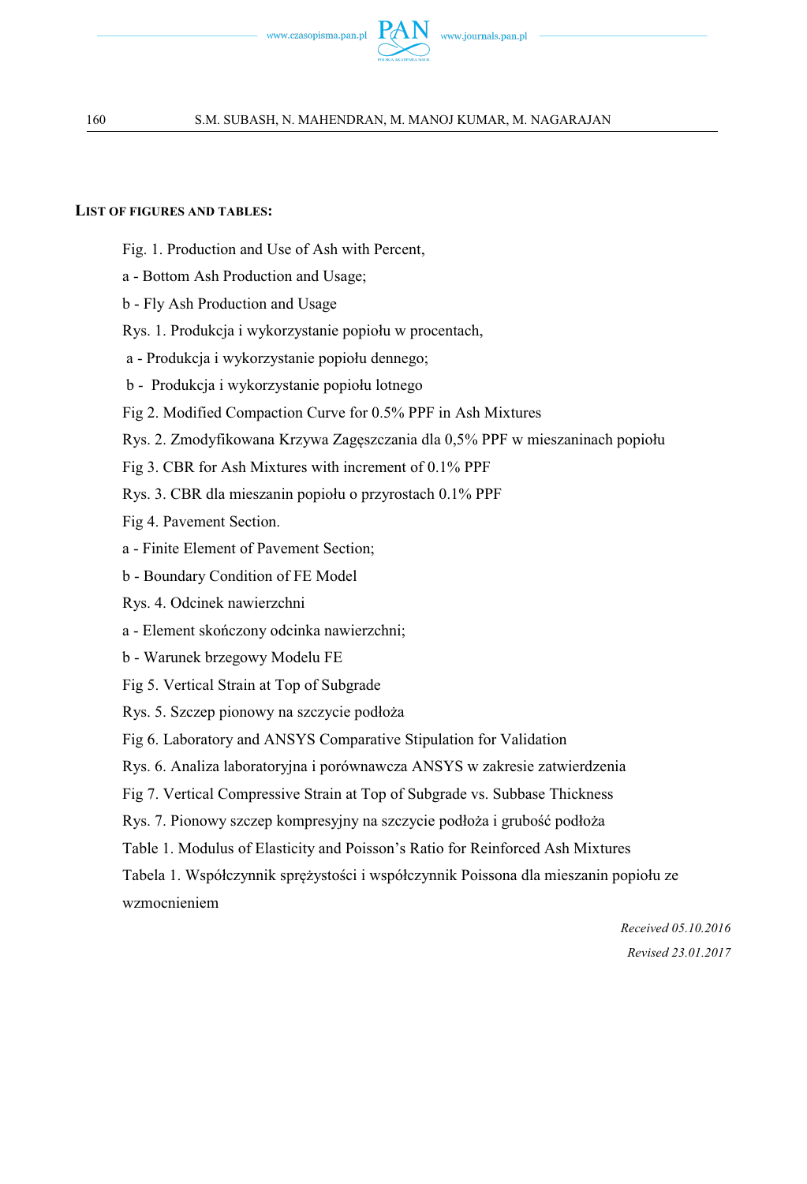## List of figures and tables:

Fig. 1. Production and Use of Ash with Percent,

a - Bottom Ash Production and Usage;

b - Fly Ash Production and Usage

Rys. 1. Produkcja i wykorzystanie popiołu w procentach,

a - Produkcja i wykorzystanie popiołu dennego;

b - Produkcja i wykorzystanie popiołu lotnego

Fig 2. Modified Compaction Curve for 0.5% PPF in Ash Mixtures

Rys. 2. Zmodyfikowana Krzywa Zagęszczania dla 0,5% PPF w mieszaninach popiołu

Fig 3. CBR for Ash Mixtures with increment of 0.1% PPF

Rys. 3. CBR dla mieszanin popiołu o przyrostach 0.1% PPF

Fig 4. Pavement Section.

a - Finite Element of Pavement Section;

b - Boundary Condition of FE Model

Rys. 4. Odcinek nawierzchni

a - Element skończony odcinka nawierzchni;

b - Warunek brzegowy Modelu FE

Fig 5. Vertical Strain at Top of Subgrade

Rys. 5. Szczep pionowy na szczycie podłoża

Fig 6. Laboratory and ANSYS Comparative Stipulation for Validation

Rys. 6. Analiza laboratoryjna i porównawcza ANSYS w zakresie zatwierdzenia

Fig 7. Vertical Compressive Strain at Top of Subgrade vs. Subbase Thickness

Rys. 7. Pionowy szczep kompresyjny na szczycie podłoża i grubość podłoża

Table 1. Modulus of Elasticity and Poisson's Ratio for Reinforced Ash Mixtures

Tabela 1. Współczynnik sprężystości i współczynnik Poissona dla mieszanin popiołu ze wzmocnieniem

*Received 05.10.2016*

*Revised 23.01.2017*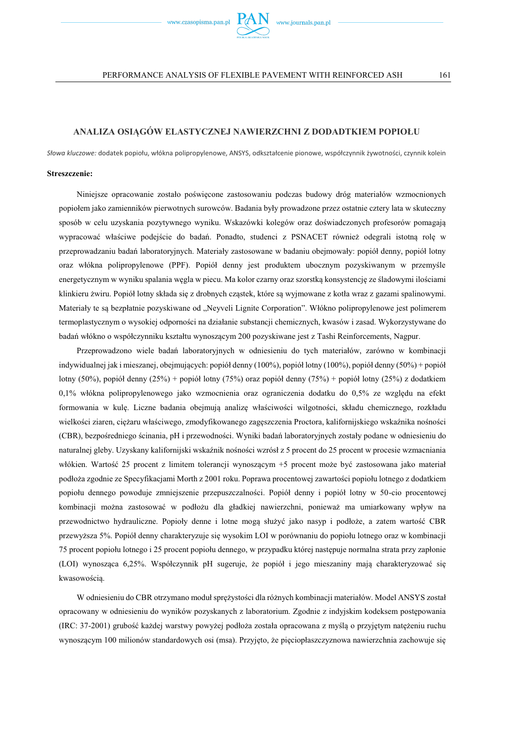## ANALIZA OSIĄGÓW ELASTYCZNEJ NAWIERZCHNI Z DODATKIEM POPIOŁU

*Słowa kluczowe:* dodatek popiołu, włókna polipropylenowe, ANSYS, odkształcenie pionowe, współczynnik żywotności, czynnik kolein

**Streszczenie:**

Niniejsze opracowanie zostało poświęcone zastosowaniu podczas budowy dróg materiałów wzmocnionych popiołem jako zamienników pierwotnych surowców. Badania były prowadzone przez ostatnie cztery lata w skuteczny sposób w celu uzyskania pozytywnego wyniku. Wskazówki kolegów oraz doświadczonych profesorów pomagają wypracować właściwe podejście do badań. Ponadto, studenci z PSNACET również odegrali istotną rolę w przeprowadzaniu badań laboratoryjnych. Materiały zastosowane w badaniu obejmowały: popiół denny, popiół lotny oraz włókna polipropylenowe (PPF). Popiół denny jest produktem ubocznym pozyskiwanym w przemyśle energetycznym w wyniku spalania węgla w piecu. Ma kolor czarny oraz szorstką konsystencję ze śladowymi ilościami klinkieru żwiru. Popiół lotny składa się z drobnych cząstek, które są wyjmowane z kotła wraz z gazami spalinowymi. Materiały te są bezpłatnie pozyskiwane od „Neyveli Lignite Corporation". Włókno polipropylenowe jest polimerem termoplastycznym o wysokiej odporności na działanie substancji chemicznych, kwasów i zasad. Wykorzystywane do badań włókno o współczynniku kształtu wynoszącym 200 pozyskiwane jest z Tashi Reinforcements, Nagpur.

Przeprowadzono wiele badań laboratoryjnych w odniesieniu do tych materiałów, zarówno w kombinacji indywidualnej jak i mieszanej, obejmujących: popiół denny (100%), popiół lotny (100%), popiół denny (50%) + popiół lotny (50%), popiół denny (25%) + popiół lotny (75%) oraz popiół denny (75%) + popiół lotny (25%) z dodatkiem 0,1% włókna polipropylenowego jako wzmocnienia oraz ograniczenia dodatku do 0,5% ze względu na efekt formowania w kulę. Liczne badania obejmują analizę właściwości wilgotności, składu chemicznego, rozkładu wielkości ziaren, ciężaru właściwego, zmodyfikowanego zagęszczenia Proctora, kalifornijskiego wskaźnika nośności (CBR), bezpośredniego ścinania, pH i przewodności. Wyniki badań laboratoryjnych zostały podane w odniesieniu do naturalnej gleby. Uzyskany kalifornijski wskaźnik nośności wzrósł z 5 procent do 25 procent w procesie wzmacniania włókien. Wartość 25 procent z limitem tolerancji wynoszącym +5 procent może być zastosowana jako materiał podłoża zgodnie ze Specyfikacjami Morth z 2001 roku. Poprawa procentowej zawartości popiołu lotnego z dodatkiem popiołu dennego powoduje zmniejszenie przepuszczalności. Popiół denny i popiół lotny w 50-cio procentowej kombinacji można zastosować w podłożu dla gładkiej nawierzchni, ponieważ ma umiarkowany wpływ na przewodnictwo hydrauliczne. Popioły denne i lotne mogą służyć jako nasyp i podłoże, a zatem wartość CBR przewyższa 5%. Popiół denny charakteryzuje się wysokim LOI w porównaniu do popiołu lotnego oraz w kombinacji 75 procent popiołu lotnego i 25 procent popiołu dennego, w przypadku której następuje normalna strata przy zapłonie (LOI) wynosząca 6,25%. Współczynnik pH sugeruje, że popiół i jego mieszaniny mają charakteryzować się kwasowością.

W odniesieniu do CBR otrzymano moduł sprężystości dla różnych kombinacji materiałów. Model ANSYS został opracowany w odniesieniu do wyników pozyskanych z laboratorium. Zgodnie z indyjskim kodeksem postępowania (IRC: 37-2001) grubość każdej warstwy powyżej podłoża została opracowana z myślą o przyjętym natężeniu ruchu wynoszącym 100 milionów standardowych osi (msa). Przyjęto, że pięciopłaszczyznowa nawierzchnia zachowuje się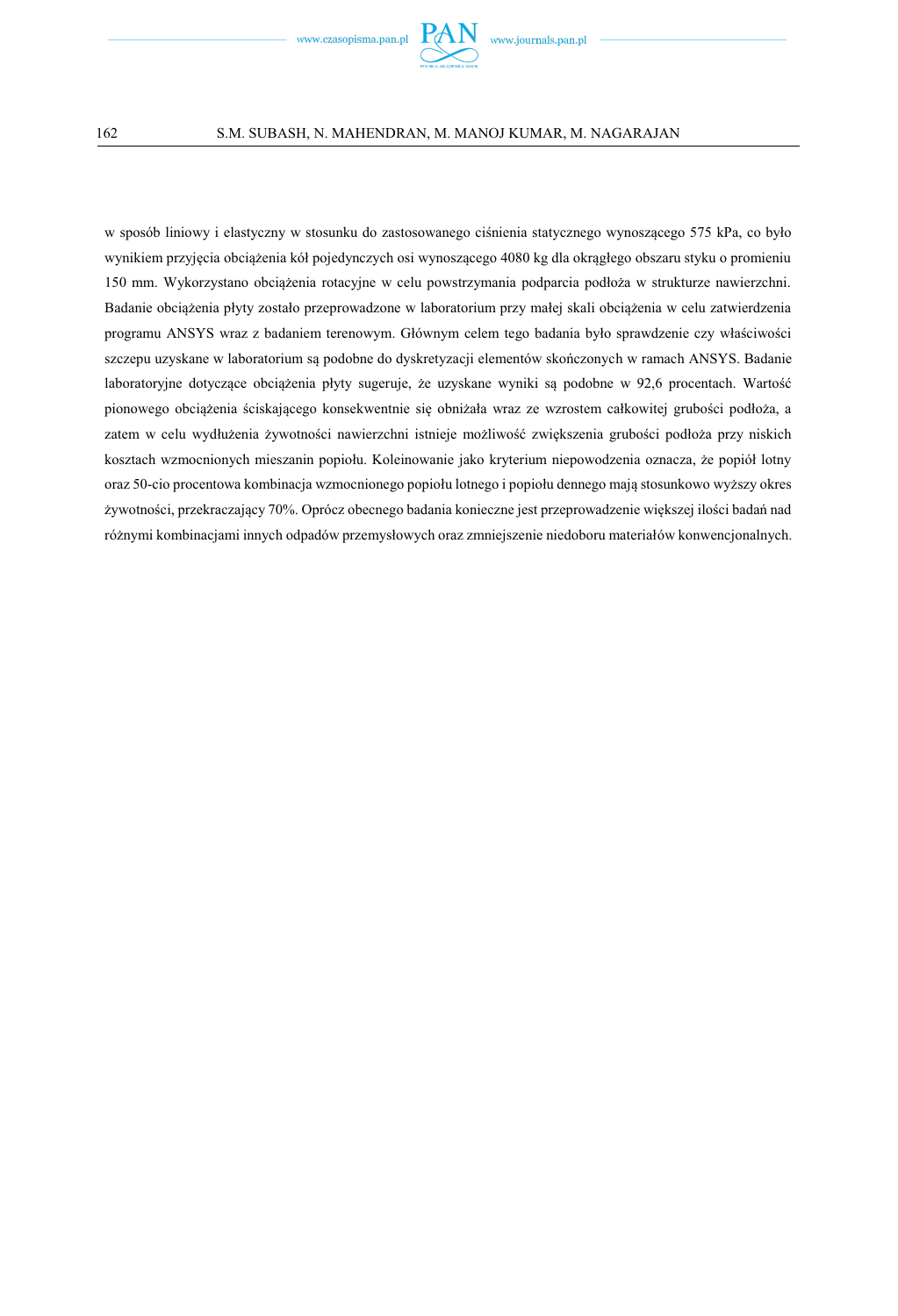w sposób liniowy i elastyczny w stosunku do zastosowanego ciśnienia statycznego wynoszącego 575 kPa, co było wynikiem przyjęcia obciążenia kół pojedynczych osi wynoszącego 4080 kg dla okrągłego obszaru styku o promieniu 150 mm. Wykorzystano obciążenia rotacyjne w celu powstrzymania podparcia podłoża w strukturze nawierzchni. Badanie obciążenia płyty zostało przeprowadzone w laboratorium przy małej skali obciążenia w celu zatwierdzenia programu ANSYS wraz z badaniem terenowym. Głównym celem tego badania było sprawdzenie czy właściwości szczepu uzyskane w laboratorium są podobne do dyskretyzacji elementów skończonych w ramach ANSYS. Badanie laboratoryjne dotyczące obciążenia płyty sugeruje, że uzyskane wyniki są podobne w 92,6 procentach. Wartość pionowego obciążenia ściskającego konsekwentnie się obniżała wraz ze wzrostem całkowitej grubości podłoża, a zatem w celu wydłużenia żywotności nawierzchni istnieje możliwość zwiększenia grubości podłoża przy niskich kosztach wzmocnionych mieszanin popiołu. Koleinowanie jako kryterium niepowodzenia oznacza, że popiół lotny oraz 50-cio procentowa kombinacja wzmocnionego popiołu lotnego i popiołu dennego mają stosunkowo wyższy okres żywotności, przekraczający 70%. Oprócz obecnego badania konieczne jest przeprowadzenie większej ilości badań nad różnymi kombinacjami innych odpadów przemysłowych oraz zmniejszenie niedoboru materiałów konwencjonalnych.